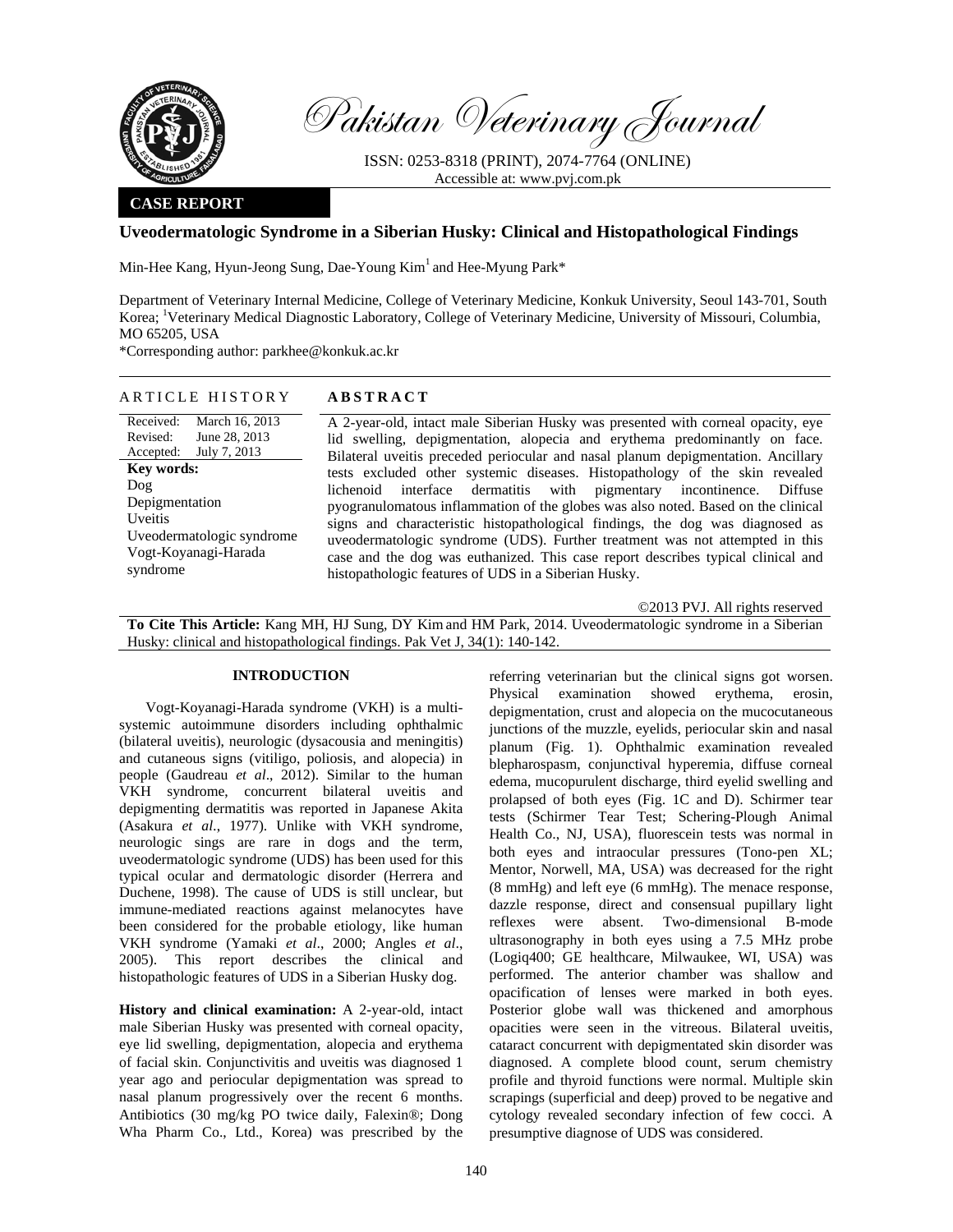Pakistan Veterinary Journal

ISSN: 0253-8318 (PRINT), 2074-7764 (ONLINE)
Accessible at: www.pvj.com.pk

**CASE REPORT**

# Uveodermatologic Syndrome in a Siberian Husky: Clinical and Histopathological Findings

Min-Hee Kang, Hyun-Jeong Sung, Dae-Young Kim[1] and Hee-Myung Park*

Department of Veterinary Internal Medicine, College of Veterinary Medicine, Konkuk University, Seoul 143-701, South Korea; [1]Veterinary Medical Diagnostic Laboratory, College of Veterinary Medicine, University of Missouri, Columbia, MO 65205, USA

*Corresponding author: parkhee@konkuk.ac.kr

## ARTICLE HISTORY

Received: March 16, 2013
Revised: June 28, 2013
Accepted: July 7, 2013

**Key words:**
Dog
Depigmentation
Uveitis
Uveodermatologic syndrome
Vogt-Koyanagi-Harada syndrome

## ABSTRACT

A 2-year-old, intact male Siberian Husky was presented with corneal opacity, eye lid swelling, depigmentation, alopecia and erythema predominantly on face. Bilateral uveitis preceded periocular and nasal planum depigmentation. Ancillary tests excluded other systemic diseases. Histopathology of the skin revealed lichenoid interface dermatitis with pigmentary incontinence. Diffuse pyogranulomatous inflammation of the globes was also noted. Based on the clinical signs and characteristic histopathological findings, the dog was diagnosed as uveodermatologic syndrome (UDS). Further treatment was not attempted in this case and the dog was euthanized. This case report describes typical clinical and histopathologic features of UDS in a Siberian Husky.

©2013 PVJ. All rights reserved

**To Cite This Article:** Kang MH, HJ Sung, DY Kim and HM Park, 2014. Uveodermatologic syndrome in a Siberian Husky: clinical and histopathological findings. Pak Vet J, 34(1): 140-142.

## INTRODUCTION

Vogt-Koyanagi-Harada syndrome (VKH) is a multi-systemic autoimmune disorders including ophthalmic (bilateral uveitis), neurologic (dysacousia and meningitis) and cutaneous signs (vitiligo, poliosis, and alopecia) in people (Gaudreau *et al*., 2012). Similar to the human VKH syndrome, concurrent bilateral uveitis and depigmenting dermatitis was reported in Japanese Akita (Asakura *et al*., 1977). Unlike with VKH syndrome, neurologic sings are rare in dogs and the term, uveodermatologic syndrome (UDS) has been used for this typical ocular and dermatologic disorder (Herrera and Duchene, 1998). The cause of UDS is still unclear, but immune-mediated reactions against melanocytes have been considered for the probable etiology, like human VKH syndrome (Yamaki *et al*., 2000; Angles *et al*., 2005). This report describes the clinical and histopathologic features of UDS in a Siberian Husky dog.

**History and clinical examination:** A 2-year-old, intact male Siberian Husky was presented with corneal opacity, eye lid swelling, depigmentation, alopecia and erythema of facial skin. Conjunctivitis and uveitis was diagnosed 1 year ago and periocular depigmentation was spread to nasal planum progressively over the recent 6 months. Antibiotics (30 mg/kg PO twice daily, Falexin®; Dong Wha Pharm Co., Ltd., Korea) was prescribed by the referring veterinarian but the clinical signs got worsen. Physical examination showed erythema, erosin, depigmentation, crust and alopecia on the mucocutaneous junctions of the muzzle, eyelids, periocular skin and nasal planum (Fig. 1). Ophthalmic examination revealed blepharospasm, conjunctival hyperemia, diffuse corneal edema, mucopurulent discharge, third eyelid swelling and prolapsed of both eyes (Fig. 1C and D). Schirmer tear tests (Schirmer Tear Test; Schering-Plough Animal Health Co., NJ, USA), fluorescein tests was normal in both eyes and intraocular pressures (Tono-pen XL; Mentor, Norwell, MA, USA) was decreased for the right (8 mmHg) and left eye (6 mmHg). The menace response, dazzle response, direct and consensual pupillary light reflexes were absent. Two-dimensional B-mode ultrasonography in both eyes using a 7.5 MHz probe (Logiq400; GE healthcare, Milwaukee, WI, USA) was performed. The anterior chamber was shallow and opacification of lenses were marked in both eyes. Posterior globe wall was thickened and amorphous opacities were seen in the vitreous. Bilateral uveitis, cataract concurrent with depigmentated skin disorder was diagnosed. A complete blood count, serum chemistry profile and thyroid functions were normal. Multiple skin scrapings (superficial and deep) proved to be negative and cytology revealed secondary infection of few cocci. A presumptive diagnose of UDS was considered.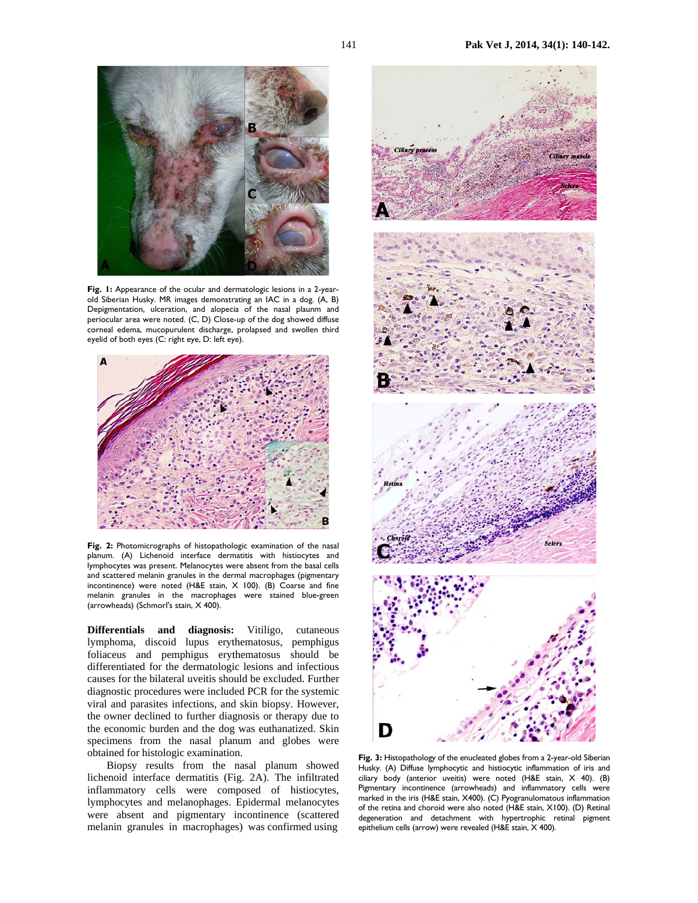**Fig. 1:** Appearance of the ocular and dermatologic lesions in a 2-year-old Siberian Husky. MR images demonstrating an IAC in a dog. (A, B) Depigmentation, ulceration, and alopecia of the nasal plaunm and periocular area were noted. (C, D) Close-up of the dog showed diffuse corneal edema, mucopurulent discharge, prolapsed and swollen third eyelid of both eyes (C: right eye, D: left eye).

**Fig. 2:** Photomicrographs of histopathologic examination of the nasal planum. (A) Lichenoid interface dermatitis with histiocytes and lymphocytes was present. Melanocytes were absent from the basal cells and scattered melanin granules in the dermal macrophages (pigmentary incontinence) were noted (H&E stain, X 100). (B) Coarse and fine melanin granules in the macrophages were stained blue-green (arrowheads) (Schmorl's stain, X 400).

**Differentials and diagnosis:** Vitiligo, cutaneous lymphoma, discoid lupus erythematosus, pemphigus foliaceus and pemphigus erythematosus should be differentiated for the dermatologic lesions and infectious causes for the bilateral uveitis should be excluded. Further diagnostic procedures were included PCR for the systemic viral and parasites infections, and skin biopsy. However, the owner declined to further diagnosis or therapy due to the economic burden and the dog was euthanatized. Skin specimens from the nasal planum and globes were obtained for histologic examination.

Biopsy results from the nasal planum showed lichenoid interface dermatitis (Fig. 2A). The infiltrated inflammatory cells were composed of histiocytes, lymphocytes and melanophages. Epidermal melanocytes were absent and pigmentary incontinence (scattered melanin granules in macrophages) was confirmed using

**Fig. 3:** Histopathology of the enucleated globes from a 2-year-old Siberian Husky. (A) Diffuse lymphocytic and histiocytic inflammation of iris and ciliary body (anterior uveitis) were noted (H&E stain, X 40). (B) Pigmentary incontinence (arrowheads) and inflammatory cells were marked in the iris (H&E stain, X400). (C) Pyogranulomatous inflammation of the retina and choroid were also noted (H&E stain, X100). (D) Retinal degeneration and detachment with hypertrophic retinal pigment epithelium cells (arrow) were revealed (H&E stain, X 400).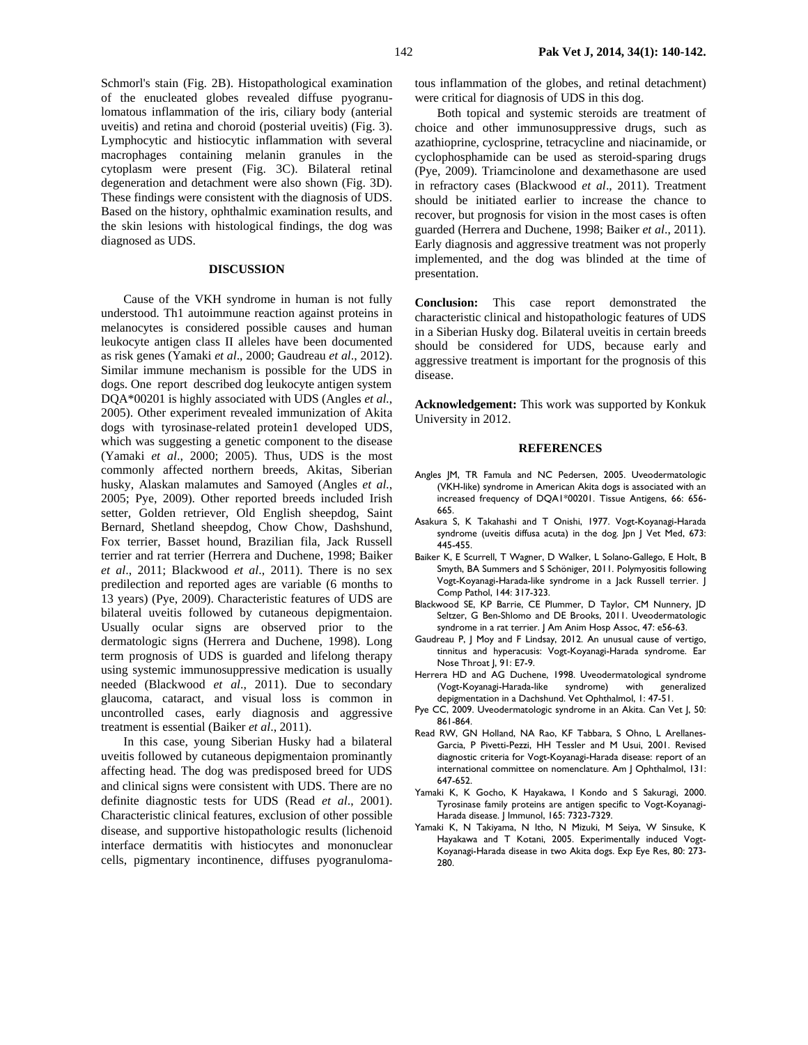Schmorl's stain (Fig. 2B). Histopathological examination of the enucleated globes revealed diffuse pyogranulomatous inflammation of the iris, ciliary body (anterial uveitis) and retina and choroid (posterial uveitis) (Fig. 3). Lymphocytic and histiocytic inflammation with several macrophages containing melanin granules in the cytoplasm were present (Fig. 3C). Bilateral retinal degeneration and detachment were also shown (Fig. 3D). These findings were consistent with the diagnosis of UDS. Based on the history, ophthalmic examination results, and the skin lesions with histological findings, the dog was diagnosed as UDS.

## DISCUSSION

Cause of the VKH syndrome in human is not fully understood. Th1 autoimmune reaction against proteins in melanocytes is considered possible causes and human leukocyte antigen class II alleles have been documented as risk genes (Yamaki *et al*., 2000; Gaudreau *et al*., 2012). Similar immune mechanism is possible for the UDS in dogs. One report described dog leukocyte antigen system DQA*00201 is highly associated with UDS (Angles *et al*., 2005). Other experiment revealed immunization of Akita dogs with tyrosinase-related protein1 developed UDS, which was suggesting a genetic component to the disease (Yamaki *et al*., 2000; 2005). Thus, UDS is the most commonly affected northern breeds, Akitas, Siberian husky, Alaskan malamutes and Samoyed (Angles *et al*., 2005; Pye, 2009). Other reported breeds included Irish setter, Golden retriever, Old English sheepdog, Saint Bernard, Shetland sheepdog, Chow Chow, Dashshund, Fox terrier, Basset hound, Brazilian fila, Jack Russell terrier and rat terrier (Herrera and Duchene, 1998; Baiker *et al*., 2011; Blackwood *et al*., 2011). There is no sex predilection and reported ages are variable (6 months to 13 years) (Pye, 2009). Characteristic features of UDS are bilateral uveitis followed by cutaneous depigmentaion. Usually ocular signs are observed prior to the dermatologic signs (Herrera and Duchene, 1998). Long term prognosis of UDS is guarded and lifelong therapy using systemic immunosuppressive medication is usually needed (Blackwood *et al*., 2011). Due to secondary glaucoma, cataract, and visual loss is common in uncontrolled cases, early diagnosis and aggressive treatment is essential (Baiker *et al*., 2011).

In this case, young Siberian Husky had a bilateral uveitis followed by cutaneous depigmentaion prominantly affecting head. The dog was predisposed breed for UDS and clinical signs were consistent with UDS. There are no definite diagnostic tests for UDS (Read *et al*., 2001). Characteristic clinical features, exclusion of other possible disease, and supportive histopathologic results (lichenoid interface dermatitis with histiocytes and mononuclear cells, pigmentary incontinence, diffuses pyogranulomatous inflammation of the globes, and retinal detachment) were critical for diagnosis of UDS in this dog.

Both topical and systemic steroids are treatment of choice and other immunosuppressive drugs, such as azathioprine, cyclosprine, tetracycline and niacinamide, or cyclophosphamide can be used as steroid-sparing drugs (Pye, 2009). Triamcinolone and dexamethasone are used in refractory cases (Blackwood *et al*., 2011). Treatment should be initiated earlier to increase the chance to recover, but prognosis for vision in the most cases is often guarded (Herrera and Duchene, 1998; Baiker *et al*., 2011). Early diagnosis and aggressive treatment was not properly implemented, and the dog was blinded at the time of presentation.

**Conclusion:** This case report demonstrated the characteristic clinical and histopathologic features of UDS in a Siberian Husky dog. Bilateral uveitis in certain breeds should be considered for UDS, because early and aggressive treatment is important for the prognosis of this disease.

**Acknowledgement:** This work was supported by Konkuk University in 2012.

## REFERENCES

Angles JM, TR Famula and NC Pedersen, 2005. Uveodermatologic (VKH-like) syndrome in American Akita dogs is associated with an increased frequency of DQA1*00201. Tissue Antigens, 66: 656-665.

Asakura S, K Takahashi and T Onishi, 1977. Vogt-Koyanagi-Harada syndrome (uveitis diffusa acuta) in the dog. Jpn J Vet Med, 673: 445-455.

Baiker K, E Scurrell, T Wagner, D Walker, L Solano-Gallego, E Holt, B Smyth, BA Summers and S Schöniger, 2011. Polymyositis following Vogt-Koyanagi-Harada-like syndrome in a Jack Russell terrier. J Comp Pathol, 144: 317-323.

Blackwood SE, KP Barrie, CE Plummer, D Taylor, CM Nunnery, JD Seltzer, G Ben-Shlomo and DE Brooks, 2011. Uveodermatologic syndrome in a rat terrier. J Am Anim Hosp Assoc, 47: e56-63.

Gaudreau P, J Moy and F Lindsay, 2012. An unusual cause of vertigo, tinnitus and hyperacusis: Vogt-Koyanagi-Harada syndrome. Ear Nose Throat J, 91: E7-9.

Herrera HD and AG Duchene, 1998. Uveodermatological syndrome (Vogt-Koyanagi-Harada-like syndrome) with generalized depigmentation in a Dachshund. Vet Ophthalmol, 1: 47-51.

Pye CC, 2009. Uveodermatologic syndrome in an Akita. Can Vet J, 50: 861-864.

Read RW, GN Holland, NA Rao, KF Tabbara, S Ohno, L Arellanes-Garcia, P Pivetti-Pezzi, HH Tessler and M Usui, 2001. Revised diagnostic criteria for Vogt-Koyanagi-Harada disease: report of an international committee on nomenclature. Am J Ophthalmol, 131: 647-652.

Yamaki K, K Gocho, K Hayakawa, I Kondo and S Sakuragi, 2000. Tyrosinase family proteins are antigen specific to Vogt-Koyanagi-Harada disease. J Immunol, 165: 7323-7329.

Yamaki K, N Takiyama, N Itho, N Mizuki, M Seiya, W Sinsuke, K Hayakawa and T Kotani, 2005. Experimentally induced Vogt-Koyanagi-Harada disease in two Akita dogs. Exp Eye Res, 80: 273-280.